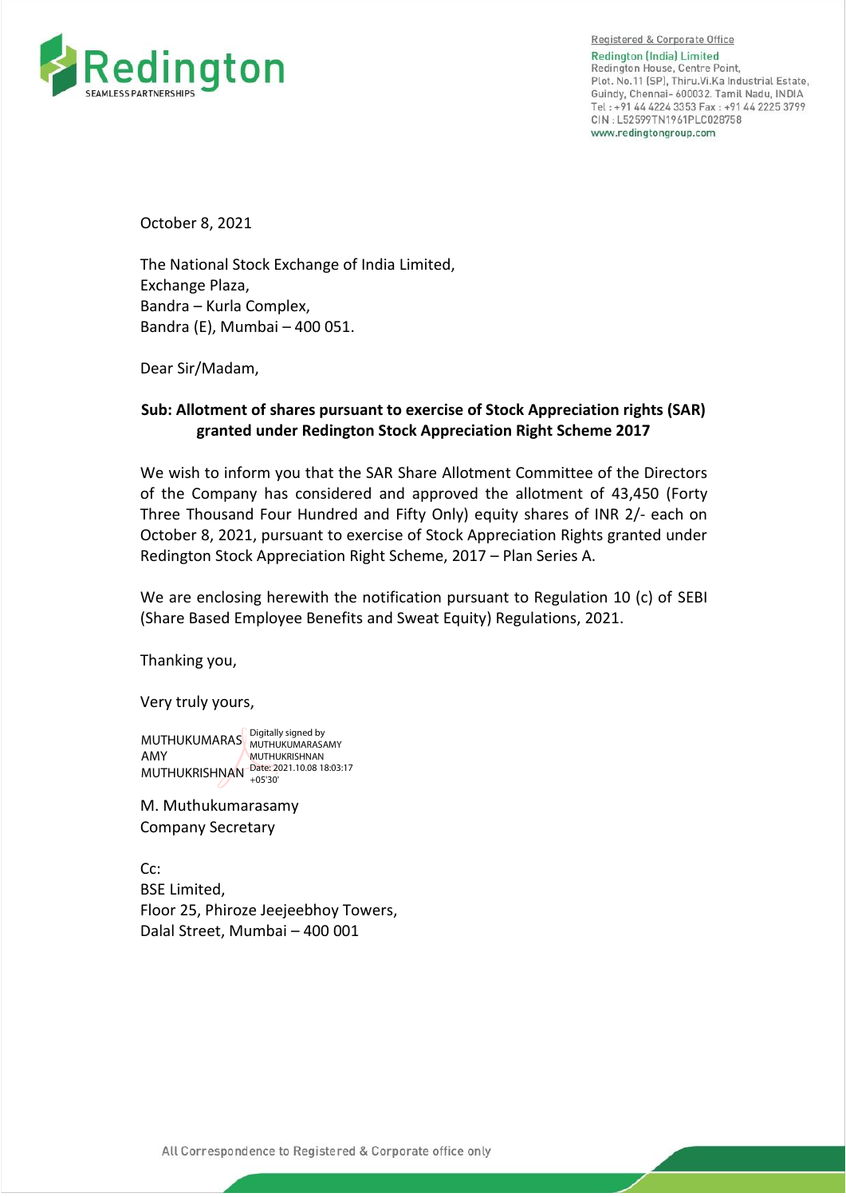Registered & Corporate Office
**Redington (India) Limited**
Redington House, Centre Point,
Plot. No.11 (SP), Thiru.Vi.Ka Industrial Estate,
Guindy, Chennai- 600032. Tamil Nadu, INDIA
Tel : +91 44 4224 3353 Fax : +91 44 2225 3799
CIN : L52599TN1961PLC028758
www.redingtongroup.com

October 8, 2021

The National Stock Exchange of India Limited,
Exchange Plaza,
Bandra – Kurla Complex,
Bandra (E), Mumbai – 400 051.

Dear Sir/Madam,

**Sub: Allotment of shares pursuant to exercise of Stock Appreciation rights (SAR) granted under Redington Stock Appreciation Right Scheme 2017**

We wish to inform you that the SAR Share Allotment Committee of the Directors of the Company has considered and approved the allotment of 43,450 (Forty Three Thousand Four Hundred and Fifty Only) equity shares of INR 2/- each on October 8, 2021, pursuant to exercise of Stock Appreciation Rights granted under Redington Stock Appreciation Right Scheme, 2017 – Plan Series A.

We are enclosing herewith the notification pursuant to Regulation 10 (c) of SEBI (Share Based Employee Benefits and Sweat Equity) Regulations, 2021.

Thanking you,

Very truly yours,

MUTHUKUMARASAMY MUTHUKRISHNAN
Digitally signed by MUTHUKUMARASAMY MUTHUKRISHNAN
Date: 2021.10.08 18:03:17 +05'30'

M. Muthukumarasamy
Company Secretary

Cc:
BSE Limited,
Floor 25, Phiroze Jeejeebhoy Towers,
Dalal Street, Mumbai – 400 001

All Correspondence to Registered & Corporate office only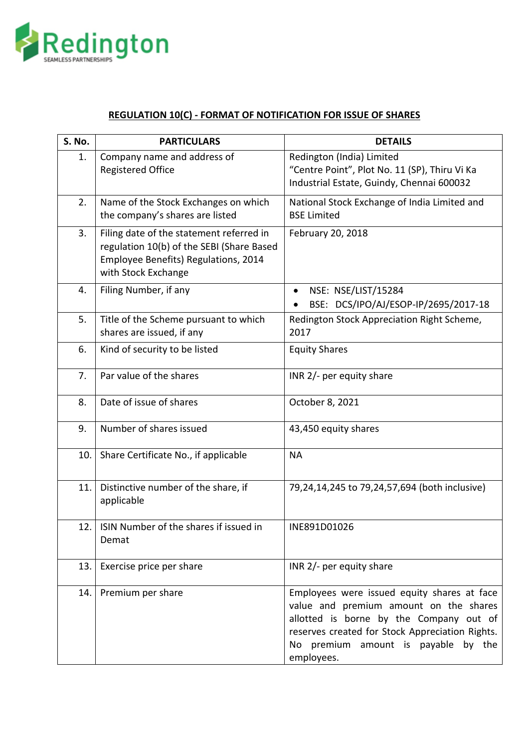Redington
SEAMLESS PARTNERSHIPS

## REGULATION 10(C) - FORMAT OF NOTIFICATION FOR ISSUE OF SHARES

| S. No. | PARTICULARS | DETAILS |
|---|---|---|
| 1. | Company name and address of Registered Office | Redington (India) Limited<br>“Centre Point”, Plot No. 11 (SP), Thiru Vi Ka Industrial Estate, Guindy, Chennai 600032 |
| 2. | Name of the Stock Exchanges on which the company’s shares are listed | National Stock Exchange of India Limited and BSE Limited |
| 3. | Filing date of the statement referred in regulation 10(b) of the SEBI (Share Based Employee Benefits) Regulations, 2014 with Stock Exchange | February 20, 2018 |
| 4. | Filing Number, if any | • NSE: NSE/LIST/15284<br>• BSE: DCS/IPO/AJ/ESOP-IP/2695/2017-18 |
| 5. | Title of the Scheme pursuant to which shares are issued, if any | Redington Stock Appreciation Right Scheme, 2017 |
| 6. | Kind of security to be listed | Equity Shares |
| 7. | Par value of the shares | INR 2/- per equity share |
| 8. | Date of issue of shares | October 8, 2021 |
| 9. | Number of shares issued | 43,450 equity shares |
| 10. | Share Certificate No., if applicable | NA |
| 11. | Distinctive number of the share, if applicable | 79,24,14,245 to 79,24,57,694 (both inclusive) |
| 12. | ISIN Number of the shares if issued in Demat | INE891D01026 |
| 13. | Exercise price per share | INR 2/- per equity share |
| 14. | Premium per share | Employees were issued equity shares at face value and premium amount on the shares allotted is borne by the Company out of reserves created for Stock Appreciation Rights. No premium amount is payable by the employees. |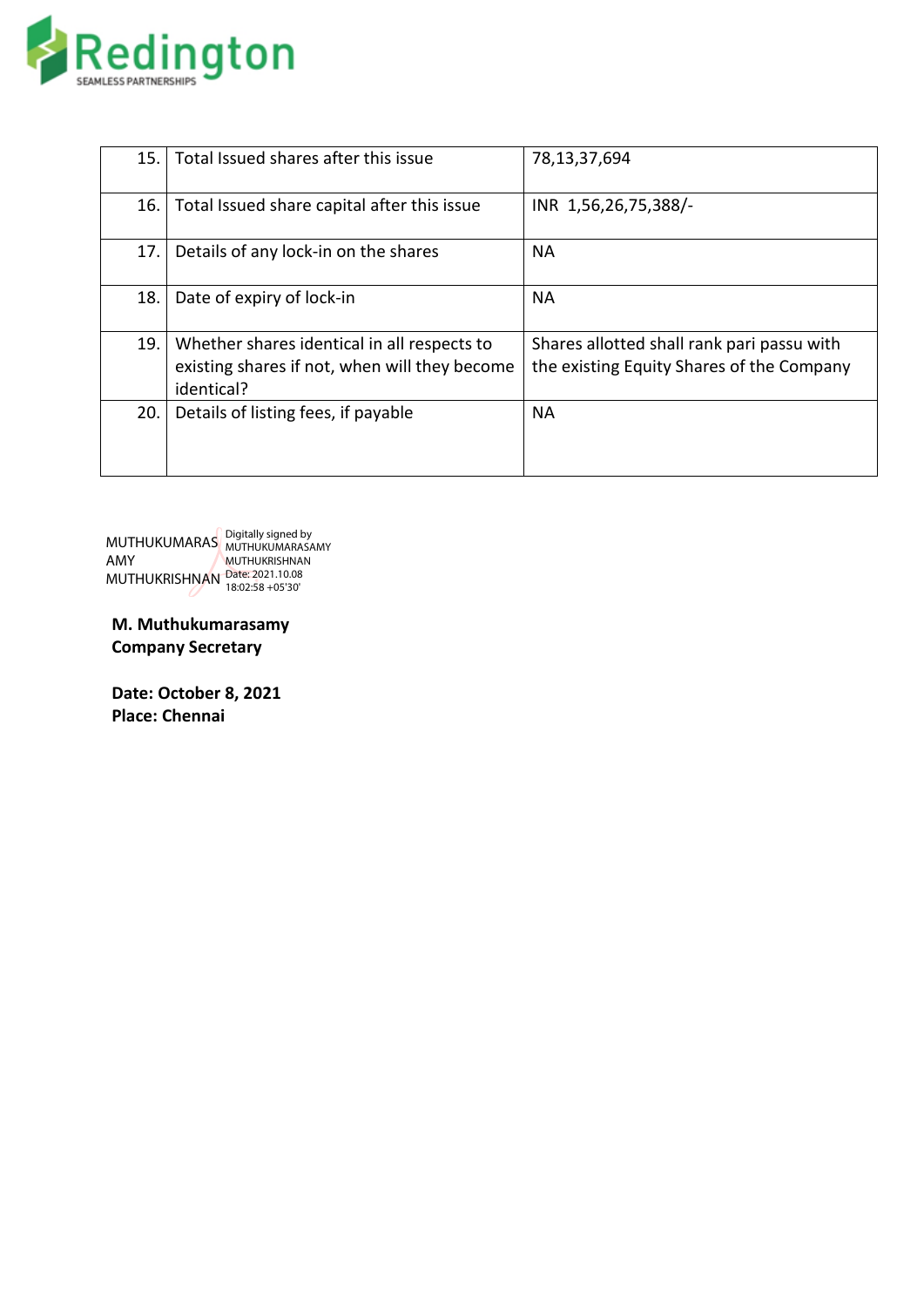| | | |
|---|---|---|
| 15. | Total Issued shares after this issue | 78,13,37,694 |
| 16. | Total Issued share capital after this issue | INR 1,56,26,75,388/- |
| 17. | Details of any lock-in on the shares | NA |
| 18. | Date of expiry of lock-in | NA |
| 19. | Whether shares identical in all respects to existing shares if not, when will they become identical? | Shares allotted shall rank pari passu with the existing Equity Shares of the Company |
| 20. | Details of listing fees, if payable | NA |

MUTHUKUMARASAMY MUTHUKRISHNAN Digitally signed by MUTHUKUMARASAMY MUTHUKRISHNAN Date: 2021.10.08 18:02:58 +05'30'

**M. Muthukumarasamy**
**Company Secretary**

**Date: October 8, 2021**
**Place: Chennai**